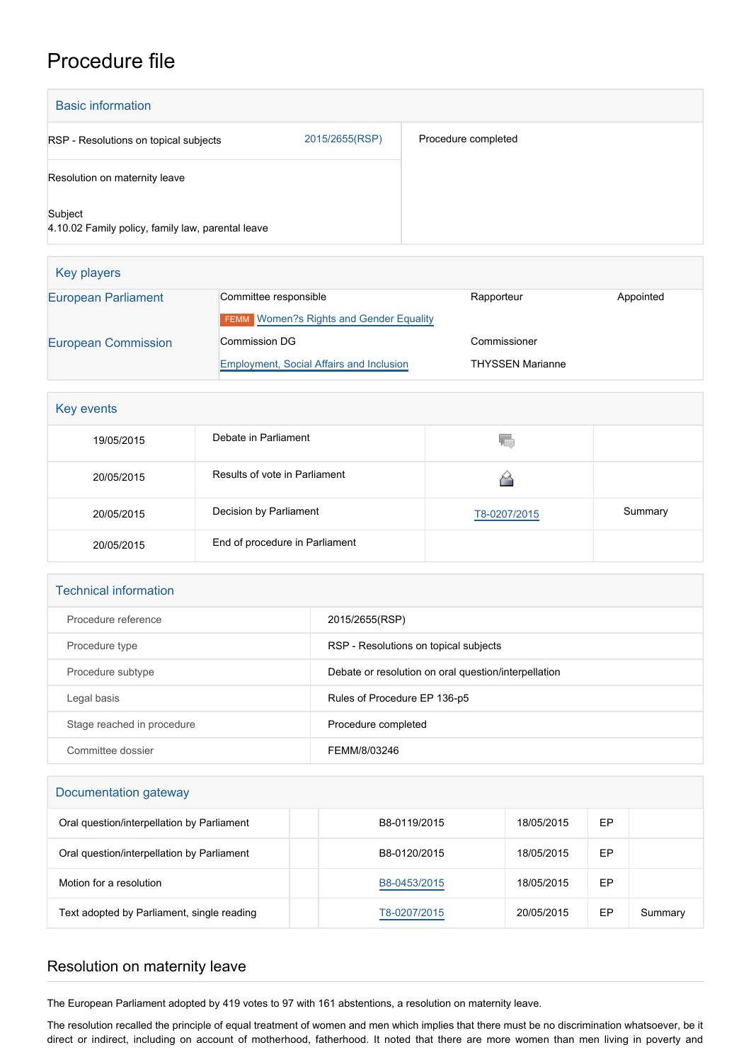# Procedure file

## Basic information

| | | |
|---|---|---|
| RSP - Resolutions on topical subjects | 2015/2655(RSP) | Procedure completed |
| Resolution on maternity leave | | |
| Subject<br>4.10.02 Family policy, family law, parental leave | | |

## Key players

| | | | |
|---|---|---|---|
| European Parliament | Committee responsible | Rapporteur | Appointed |
| | FEMM Women?s Rights and Gender Equality | | |
| European Commission | Commission DG | Commissioner | |
| | Employment, Social Affairs and Inclusion | THYSSEN Marianne | |

## Key events

| | | | |
|---|---|---|---|
| 19/05/2015 | Debate in Parliament | | |
| 20/05/2015 | Results of vote in Parliament | | |
| 20/05/2015 | Decision by Parliament | T8-0207/2015 | Summary |
| 20/05/2015 | End of procedure in Parliament | | |

## Technical information

| | |
|---|---|
| Procedure reference | 2015/2655(RSP) |
| Procedure type | RSP - Resolutions on topical subjects |
| Procedure subtype | Debate or resolution on oral question/interpellation |
| Legal basis | Rules of Procedure EP 136-p5 |
| Stage reached in procedure | Procedure completed |
| Committee dossier | FEMM/8/03246 |

## Documentation gateway

| | | | | | |
|---|---|---|---|---|---|
| Oral question/interpellation by Parliament | | B8-0119/2015 | 18/05/2015 | EP | |
| Oral question/interpellation by Parliament | | B8-0120/2015 | 18/05/2015 | EP | |
| Motion for a resolution | | B8-0453/2015 | 18/05/2015 | EP | |
| Text adopted by Parliament, single reading | | T8-0207/2015 | 20/05/2015 | EP | Summary |

## Resolution on maternity leave

The European Parliament adopted by 419 votes to 97 with 161 abstentions, a resolution on maternity leave.

The resolution recalled the principle of equal treatment of women and men which implies that there must be no discrimination whatsoever, be it direct or indirect, including on account of motherhood, fatherhood. It noted that there are more women than men living in poverty and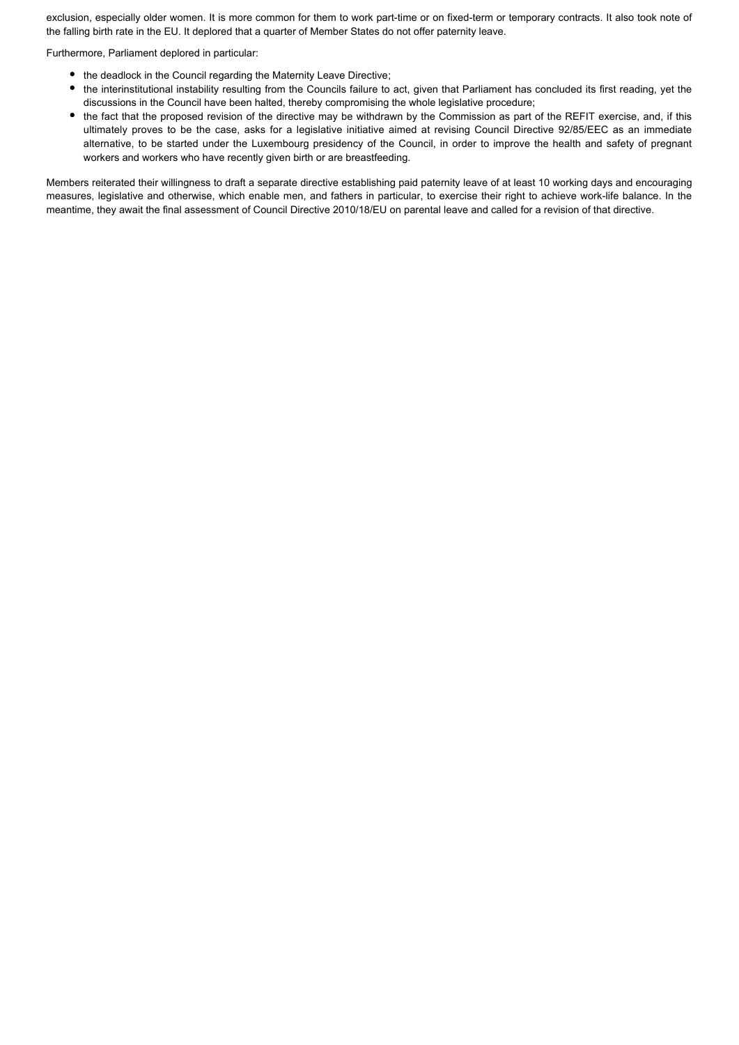exclusion, especially older women. It is more common for them to work part-time or on fixed-term or temporary contracts. It also took note of the falling birth rate in the EU. It deplored that a quarter of Member States do not offer paternity leave.

Furthermore, Parliament deplored in particular:

- the deadlock in the Council regarding the Maternity Leave Directive;
- the interinstitutional instability resulting from the Councils failure to act, given that Parliament has concluded its first reading, yet the discussions in the Council have been halted, thereby compromising the whole legislative procedure;
- the fact that the proposed revision of the directive may be withdrawn by the Commission as part of the REFIT exercise, and, if this ultimately proves to be the case, asks for a legislative initiative aimed at revising Council Directive 92/85/EEC as an immediate alternative, to be started under the Luxembourg presidency of the Council, in order to improve the health and safety of pregnant workers and workers who have recently given birth or are breastfeeding.

Members reiterated their willingness to draft a separate directive establishing paid paternity leave of at least 10 working days and encouraging measures, legislative and otherwise, which enable men, and fathers in particular, to exercise their right to achieve work-life balance. In the meantime, they await the final assessment of Council Directive 2010/18/EU on parental leave and called for a revision of that directive.